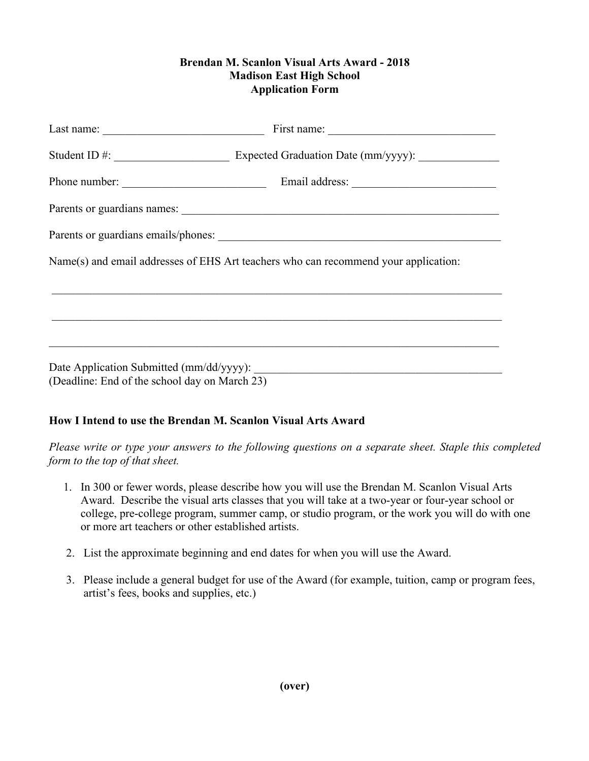**Brendan M. Scanlon Visual Arts Award - 2018**
**Madison East High School**
**Application Form**

Last name: ____________________________ First name: _____________________________

Student ID #: ____________________ Expected Graduation Date (mm/yyyy): ______________

Phone number: _________________________ Email address: _________________________

Parents or guardians names: _________________________________________________________

Parents or guardians emails/phones: ___________________________________________________

Name(s) and email addresses of EHS Art teachers who can recommend your application:

_______________________________________________________________________________

_______________________________________________________________________________

_______________________________________________________________________________

Date Application Submitted (mm/dd/yyyy): ____________________________________________
(Deadline: End of the school day on March 23)

**How I Intend to use the Brendan M. Scanlon Visual Arts Award**

*Please write or type your answers to the following questions on a separate sheet. Staple this completed form to the top of that sheet.*

1. In 300 or fewer words, please describe how you will use the Brendan M. Scanlon Visual Arts Award. Describe the visual arts classes that you will take at a two-year or four-year school or college, pre-college program, summer camp, or studio program, or the work you will do with one or more art teachers or other established artists.
2. List the approximate beginning and end dates for when you will use the Award.
3. Please include a general budget for use of the Award (for example, tuition, camp or program fees, artist's fees, books and supplies, etc.)

**(over)**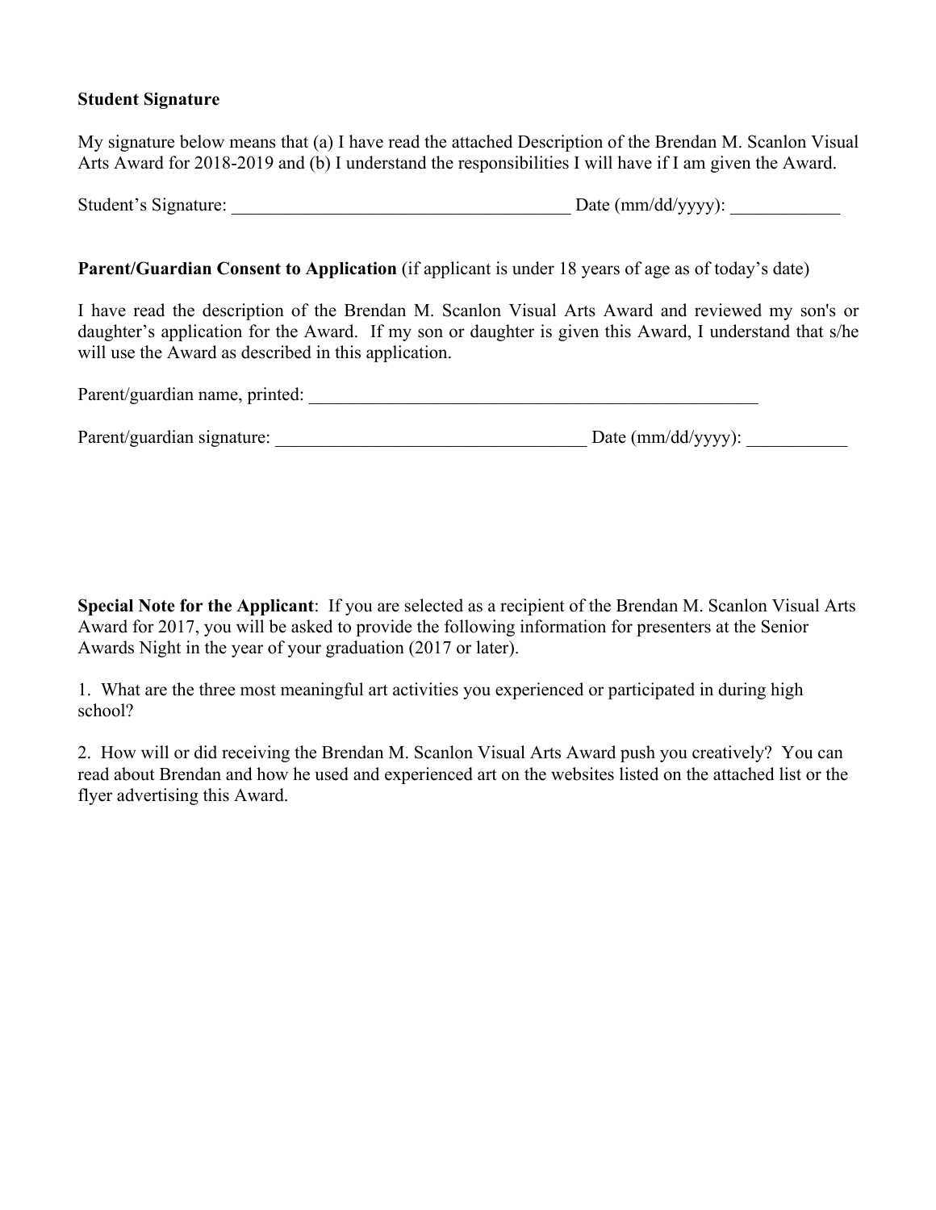**Student Signature**

My signature below means that (a) I have read the attached Description of the Brendan M. Scanlon Visual Arts Award for 2018-2019 and (b) I understand the responsibilities I will have if I am given the Award.

Student's Signature: _____________________________________ Date (mm/dd/yyyy): ____________

**Parent/Guardian Consent to Application** (if applicant is under 18 years of age as of today's date)

I have read the description of the Brendan M. Scanlon Visual Arts Award and reviewed my son's or daughter's application for the Award. If my son or daughter is given this Award, I understand that s/he will use the Award as described in this application.

Parent/guardian name, printed: ____________________________________________________

Parent/guardian signature: __________________________________ Date (mm/dd/yyyy): ___________

**Special Note for the Applicant**: If you are selected as a recipient of the Brendan M. Scanlon Visual Arts Award for 2017, you will be asked to provide the following information for presenters at the Senior Awards Night in the year of your graduation (2017 or later).

1. What are the three most meaningful art activities you experienced or participated in during high school?

2. How will or did receiving the Brendan M. Scanlon Visual Arts Award push you creatively? You can read about Brendan and how he used and experienced art on the websites listed on the attached list or the flyer advertising this Award.